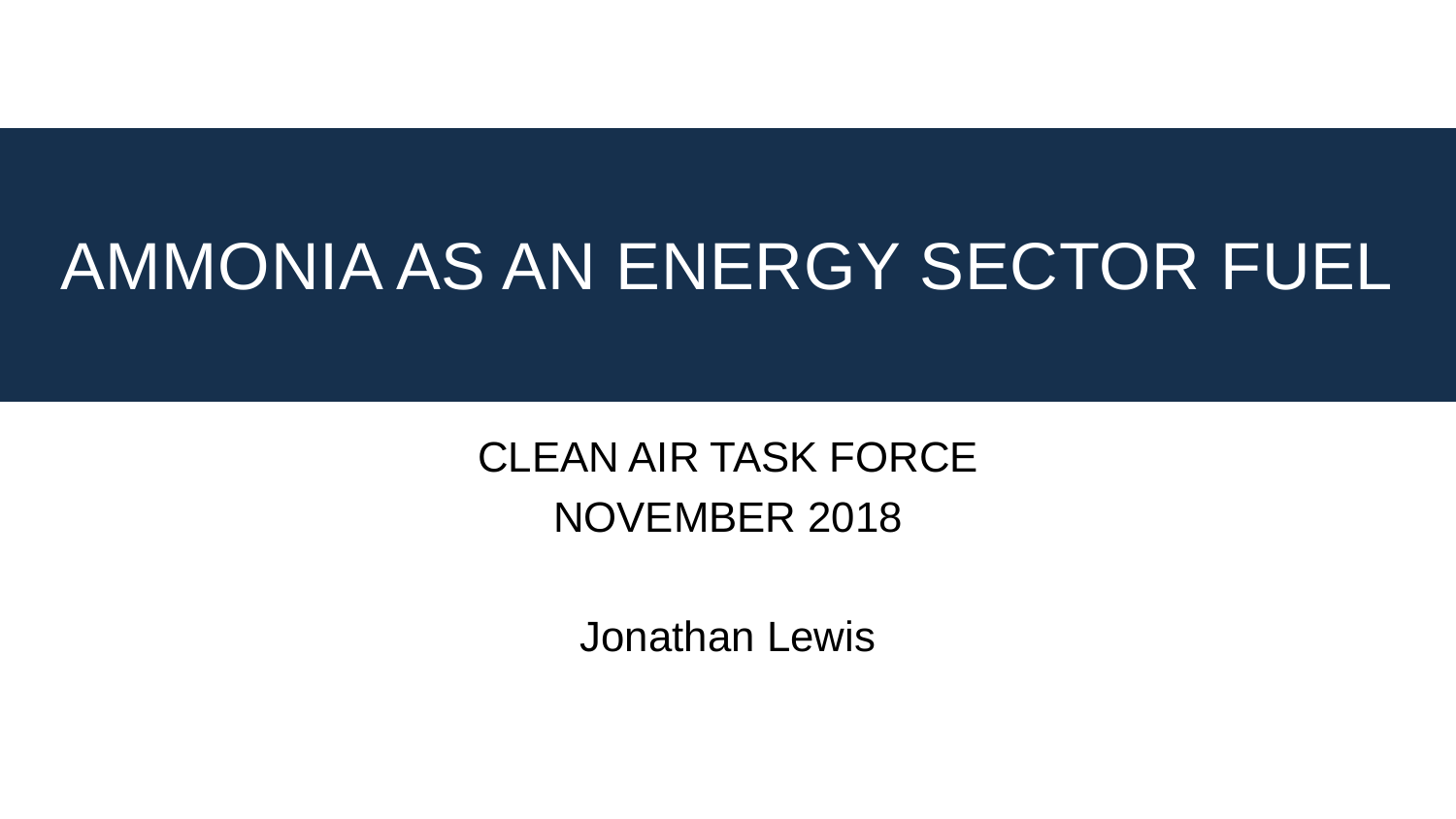# AMMONIA AS AN ENERGY SECTOR FUEL

CLEAN AIR TASK FORCE

NOVEMBER 2018

Jonathan Lewis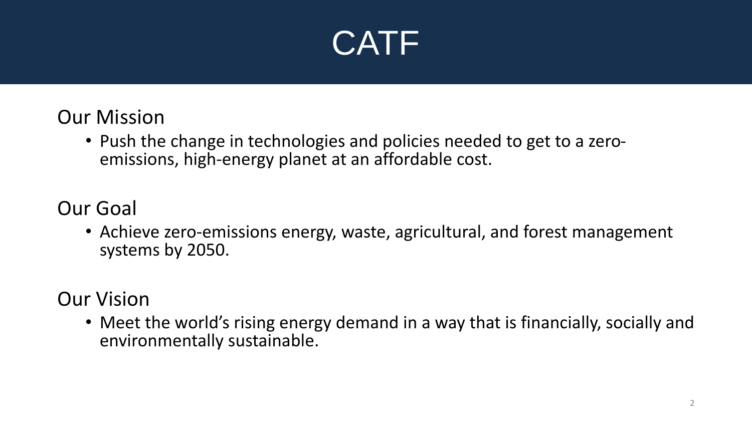# CATF

## Our Mission

- Push the change in technologies and policies needed to get to a zero-emissions, high-energy planet at an affordable cost.

## Our Goal

- Achieve zero-emissions energy, waste, agricultural, and forest management systems by 2050.

## Our Vision

- Meet the world's rising energy demand in a way that is financially, socially and environmentally sustainable.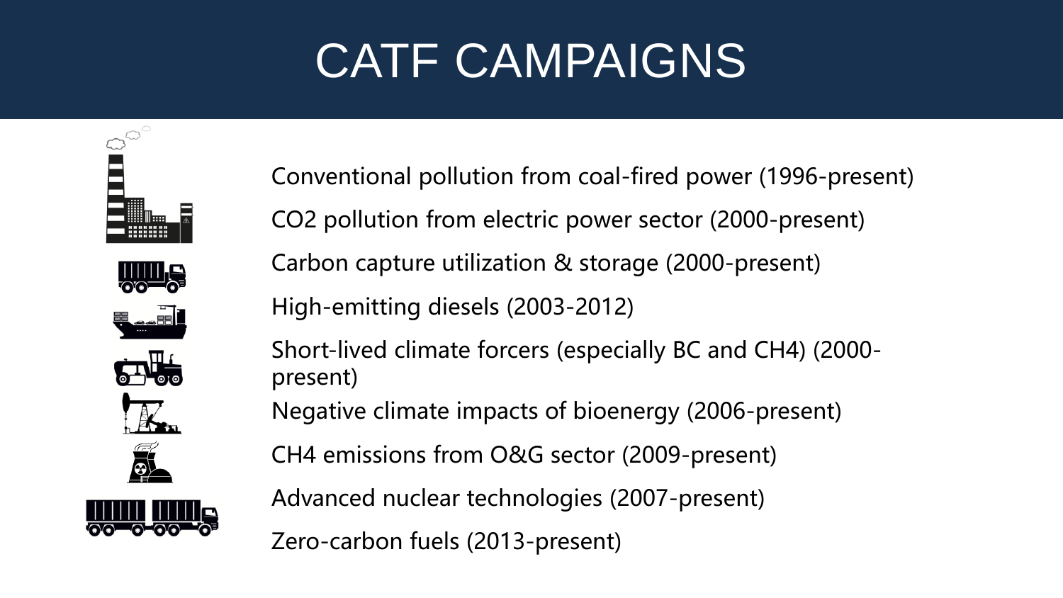# CATF CAMPAIGNS

Conventional pollution from coal-fired power (1996-present)

$CO_2$ pollution from electric power sector (2000-present)

Carbon capture utilization & storage (2000-present)

High-emitting diesels (2003-2012)

Short-lived climate forcers (especially BC and $CH_4$) (2000-present)

Negative climate impacts of bioenergy (2006-present)

$CH_4$ emissions from O&G sector (2009-present)

Advanced nuclear technologies (2007-present)

Zero-carbon fuels (2013-present)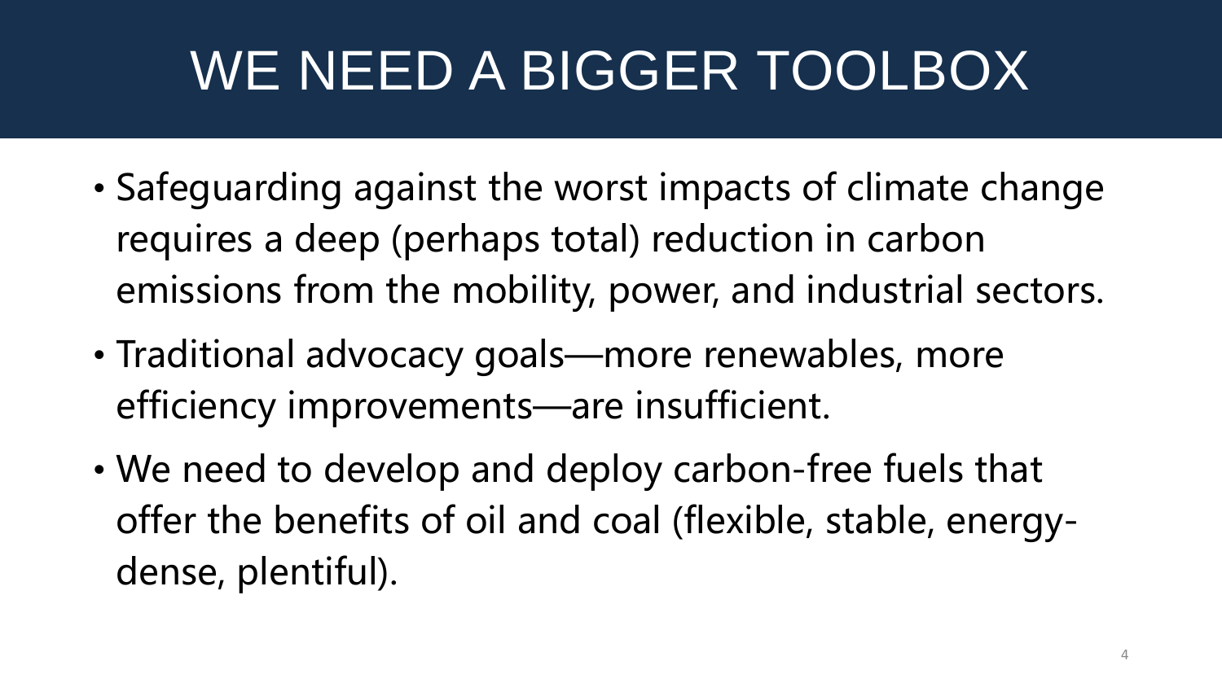# WE NEED A BIGGER TOOLBOX

- Safeguarding against the worst impacts of climate change requires a deep (perhaps total) reduction in carbon emissions from the mobility, power, and industrial sectors.
- Traditional advocacy goals—more renewables, more efficiency improvements—are insufficient.
- We need to develop and deploy carbon-free fuels that offer the benefits of oil and coal (flexible, stable, energy-dense, plentiful).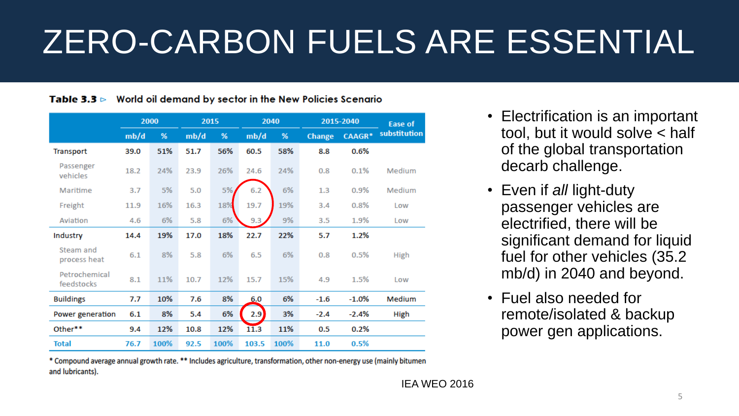# ZERO-CARBON FUELS ARE ESSENTIAL

**Table 3.3 ▷ World oil demand by sector in the New Policies Scenario**

| | 2000 | | 2015 | | 2040 | | 2015-2040 | | Ease of substitution |
|---|---|---|---|---|---|---|---|---|---|
| | mb/d | % | mb/d | % | mb/d | % | Change | CAAGR* | |
| **Transport** | **39.0** | **51%** | **51.7** | **56%** | **60.5** | **58%** | **8.8** | **0.6%** | |
| Passenger vehicles | 18.2 | 24% | 23.9 | 26% | 24.6 | 24% | 0.8 | 0.1% | Medium |
| Maritime | 3.7 | 5% | 5.0 | 5% | 6.2 | 6% | 1.3 | 0.9% | Medium |
| Freight | 11.9 | 16% | 16.3 | 18% | 19.7 | 19% | 3.4 | 0.8% | Low |
| Aviation | 4.6 | 6% | 5.8 | 6% | 9.3 | 9% | 3.5 | 1.9% | Low |
| **Industry** | **14.4** | **19%** | **17.0** | **18%** | **22.7** | **22%** | **5.7** | **1.2%** | |
| Steam and process heat | 6.1 | 8% | 5.8 | 6% | 6.5 | 6% | 0.8 | 0.5% | High |
| Petrochemical feedstocks | 8.1 | 11% | 10.7 | 12% | 15.7 | 15% | 4.9 | 1.5% | Low |
| **Buildings** | **7.7** | **10%** | **7.6** | **8%** | **6.0** | **6%** | **-1.6** | **-1.0%** | Medium |
| **Power generation** | **6.1** | **8%** | **5.4** | **6%** | **2.9** | **3%** | **-2.4** | **-2.4%** | High |
| **Other**** | **9.4** | **12%** | **10.8** | **12%** | **11.3** | **11%** | **0.5** | **0.2%** | |
| **Total** | **76.7** | **100%** | **92.5** | **100%** | **103.5** | **100%** | **11.0** | **0.5%** | |

* Compound average annual growth rate. ** Includes agriculture, transformation, other non-energy use (mainly bitumen and lubricants).

IEA WEO 2016

- Electrification is an important tool, but it would solve < half of the global transportation decarb challenge.
- Even if *all* light-duty passenger vehicles are electrified, there will be significant demand for liquid fuel for other vehicles (35.2 mb/d) in 2040 and beyond.
- Fuel also needed for remote/isolated & backup power gen applications.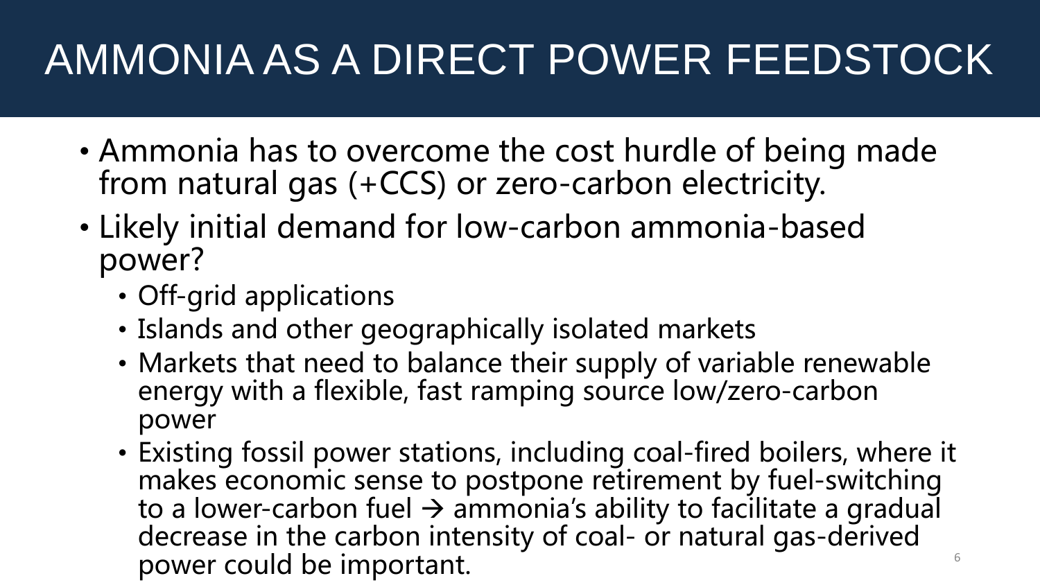# AMMONIA AS A DIRECT POWER FEEDSTOCK

- Ammonia has to overcome the cost hurdle of being made from natural gas (+CCS) or zero-carbon electricity.
- Likely initial demand for low-carbon ammonia-based power?
  - Off-grid applications
  - Islands and other geographically isolated markets
  - Markets that need to balance their supply of variable renewable energy with a flexible, fast ramping source low/zero-carbon power
  - Existing fossil power stations, including coal-fired boilers, where it makes economic sense to postpone retirement by fuel-switching to a lower-carbon fuel → ammonia's ability to facilitate a gradual decrease in the carbon intensity of coal- or natural gas-derived power could be important.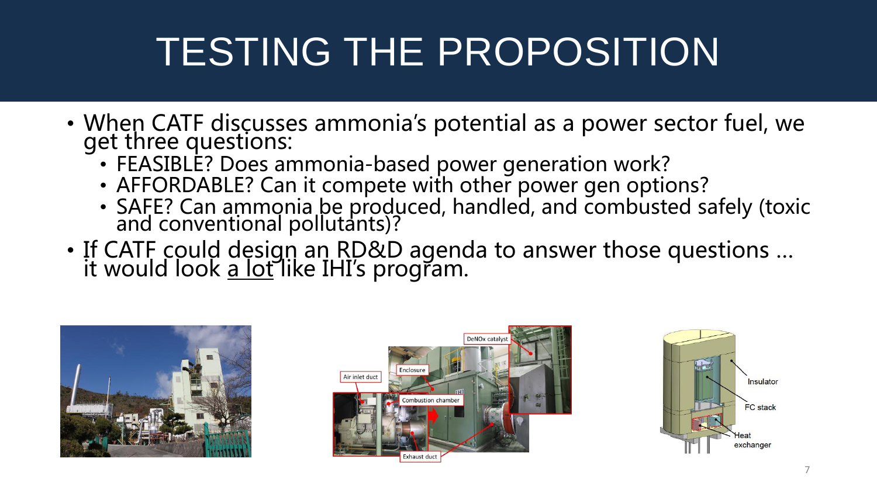# TESTING THE PROPOSITION

- When CATF discusses ammonia's potential as a power sector fuel, we get three questions:
  - FEASIBLE? Does ammonia-based power generation work?
  - AFFORDABLE? Can it compete with other power gen options?
  - SAFE? Can ammonia be produced, handled, and combusted safely (toxic and conventional pollutants)?
- If CATF could design an RD&D agenda to answer those questions … it would look a lot like IHI's program.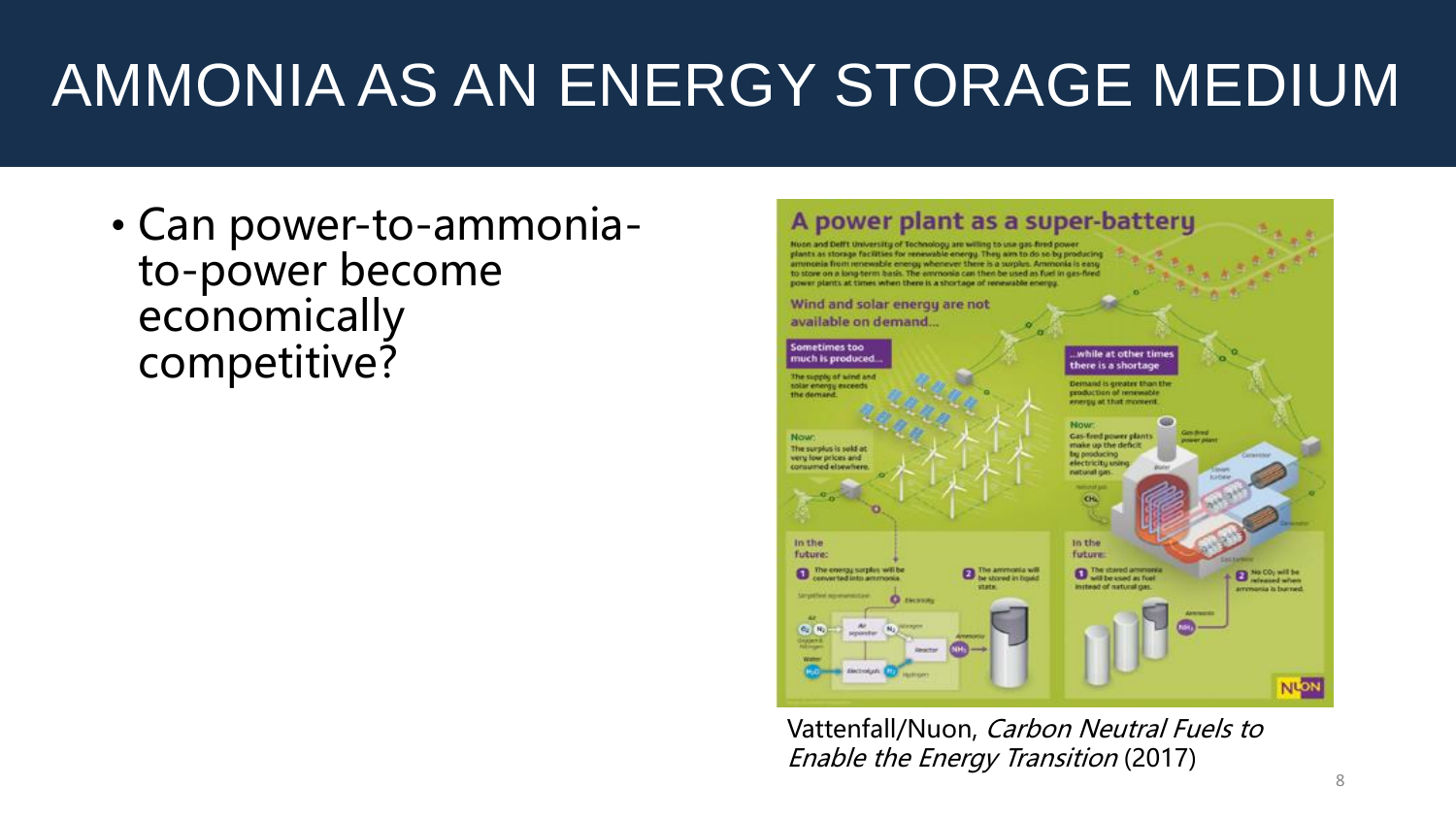# AMMONIA AS AN ENERGY STORAGE MEDIUM

- Can power-to-ammonia-to-power become economically competitive?

Vattenfall/Nuon, *Carbon Neutral Fuels to Enable the Energy Transition* (2017)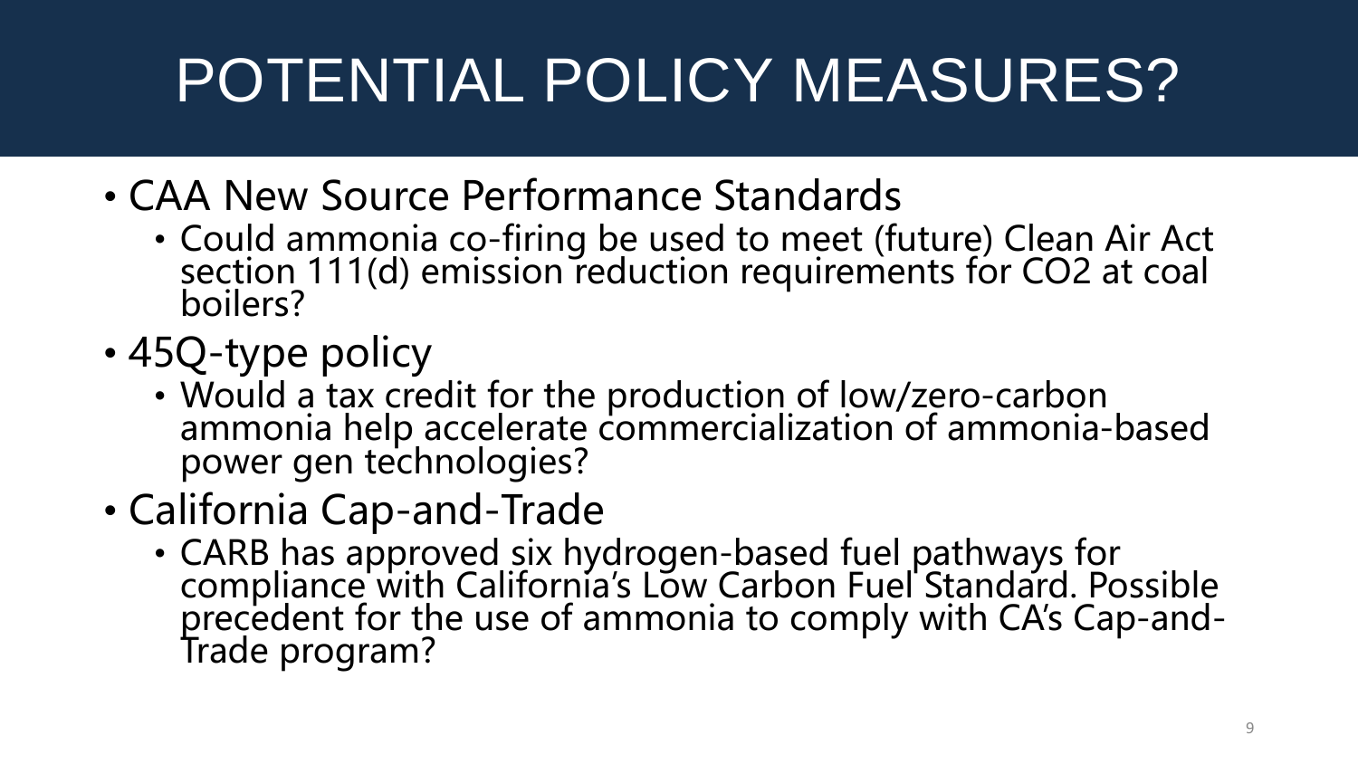# POTENTIAL POLICY MEASURES?

- CAA New Source Performance Standards
  - Could ammonia co-firing be used to meet (future) Clean Air Act section 111(d) emission reduction requirements for CO2 at coal boilers?
- 45Q-type policy
  - Would a tax credit for the production of low/zero-carbon ammonia help accelerate commercialization of ammonia-based power gen technologies?
- California Cap-and-Trade
  - CARB has approved six hydrogen-based fuel pathways for compliance with California's Low Carbon Fuel Standard. Possible precedent for the use of ammonia to comply with CA's Cap-and-Trade program?